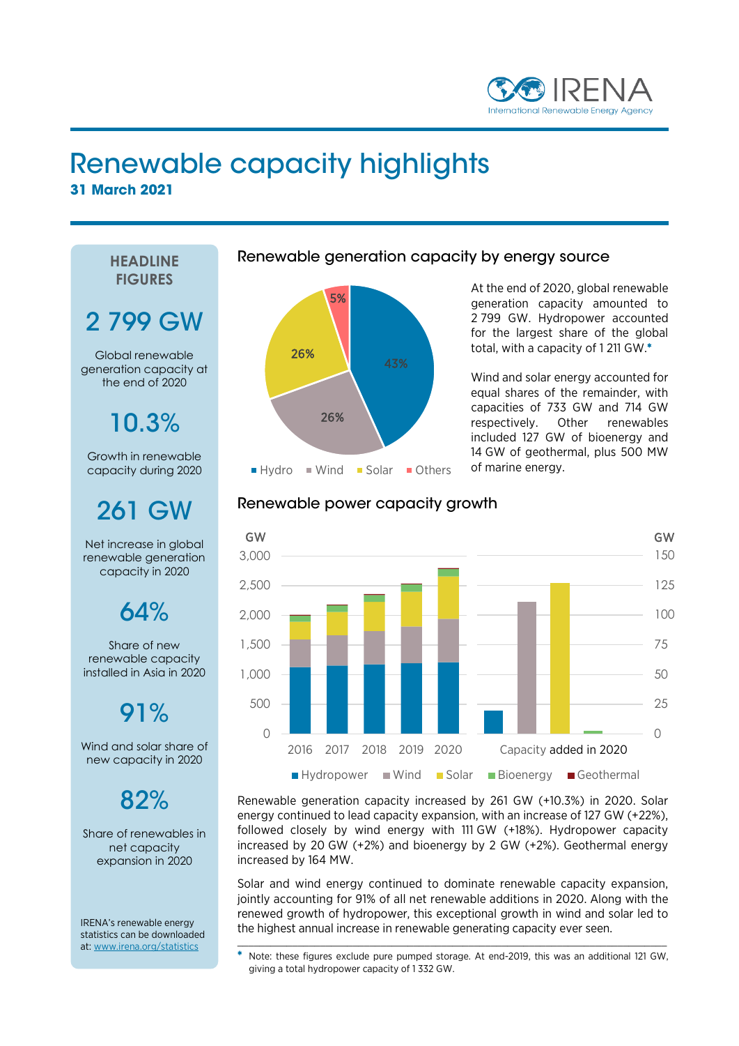IRENA
International Renewable Energy Agency

# Renewable capacity highlights

**31 March 2021**

## HEADLINE FIGURES

**2 799 GW**

Global renewable generation capacity at the end of 2020

**10.3%**

Growth in renewable capacity during 2020

**261 GW**

Net increase in global renewable generation capacity in 2020

**64%**

Share of new renewable capacity installed in Asia in 2020

**91%**

Wind and solar share of new capacity in 2020

**82%**

Share of renewables in net capacity expansion in 2020

IRENA's renewable energy statistics can be downloaded at: www.irena.org/statistics

## Renewable generation capacity by energy source

Hydro 43%, Wind 26%, Solar 26%, Others 5%

At the end of 2020, global renewable generation capacity amounted to 2 799 GW. Hydropower accounted for the largest share of the global total, with a capacity of 1 211 GW.*

Wind and solar energy accounted for equal shares of the remainder, with capacities of 733 GW and 714 GW respectively. Other renewables included 127 GW of bioenergy and 14 GW of geothermal, plus 500 MW of marine energy.

## Renewable power capacity growth

Renewable generation capacity increased by 261 GW (+10.3%) in 2020. Solar energy continued to lead capacity expansion, with an increase of 127 GW (+22%), followed closely by wind energy with 111 GW (+18%). Hydropower capacity increased by 20 GW (+2%) and bioenergy by 2 GW (+2%). Geothermal energy increased by 164 MW.

Solar and wind energy continued to dominate renewable capacity expansion, jointly accounting for 91% of all net renewable additions in 2020. Along with the renewed growth of hydropower, this exceptional growth in wind and solar led to the highest annual increase in renewable generating capacity ever seen.

\* Note: these figures exclude pure pumped storage. At end-2019, this was an additional 121 GW, giving a total hydropower capacity of 1 332 GW.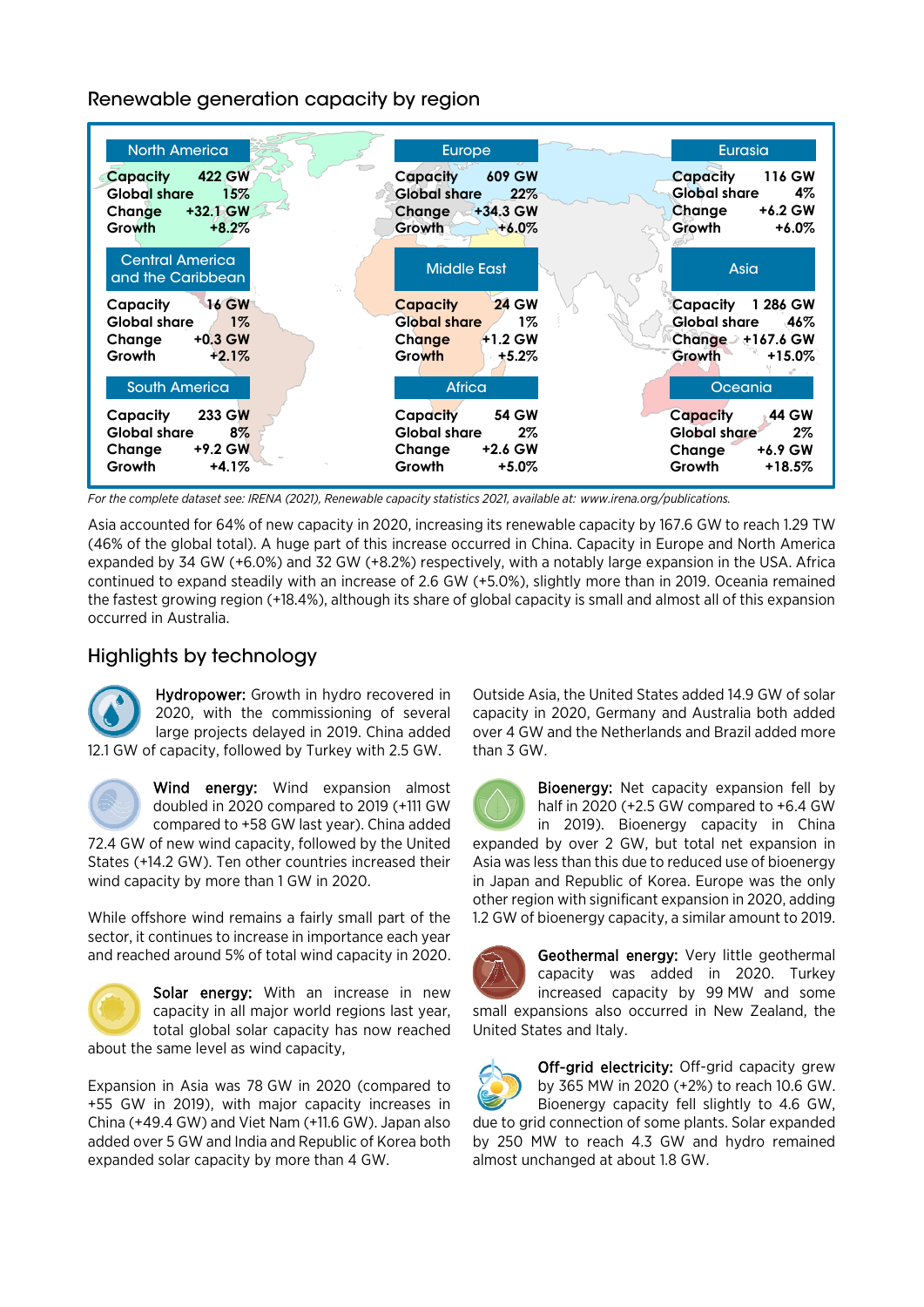## Renewable generation capacity by region

| Region | Capacity | Global share | Change | Growth |
|---|---|---|---|---|
| North America | 422 GW | 15% | +32.1 GW | +8.2% |
| Europe | 609 GW | 22% | +34.3 GW | +6.0% |
| Eurasia | 116 GW | 4% | +6.2 GW | +6.0% |
| Central America and the Caribbean | 16 GW | 1% | +0.3 GW | +2.1% |
| Middle East | 24 GW | 1% | +1.2 GW | +5.2% |
| Asia | 1 286 GW | 46% | +167.6 GW | +15.0% |
| South America | 233 GW | 8% | +9.2 GW | +4.1% |
| Africa | 54 GW | 2% | +2.6 GW | +5.0% |
| Oceania | 44 GW | 2% | +6.9 GW | +18.5% |

*For the complete dataset see: IRENA (2021), Renewable capacity statistics 2021, available at: www.irena.org/publications.*

Asia accounted for 64% of new capacity in 2020, increasing its renewable capacity by 167.6 GW to reach 1.29 TW (46% of the global total). A huge part of this increase occurred in China. Capacity in Europe and North America expanded by 34 GW (+6.0%) and 32 GW (+8.2%) respectively, with a notably large expansion in the USA. Africa continued to expand steadily with an increase of 2.6 GW (+5.0%), slightly more than in 2019. Oceania remained the fastest growing region (+18.4%), although its share of global capacity is small and almost all of this expansion occurred in Australia.

## Highlights by technology

**Hydropower:** Growth in hydro recovered in 2020, with the commissioning of several large projects delayed in 2019. China added 12.1 GW of capacity, followed by Turkey with 2.5 GW.

**Wind energy:** Wind expansion almost doubled in 2020 compared to 2019 (+111 GW compared to +58 GW last year). China added 72.4 GW of new wind capacity, followed by the United States (+14.2 GW). Ten other countries increased their wind capacity by more than 1 GW in 2020.

While offshore wind remains a fairly small part of the sector, it continues to increase in importance each year and reached around 5% of total wind capacity in 2020.

**Solar energy:** With an increase in new capacity in all major world regions last year, total global solar capacity has now reached about the same level as wind capacity,

Expansion in Asia was 78 GW in 2020 (compared to +55 GW in 2019), with major capacity increases in China (+49.4 GW) and Viet Nam (+11.6 GW). Japan also added over 5 GW and India and Republic of Korea both expanded solar capacity by more than 4 GW.

Outside Asia, the United States added 14.9 GW of solar capacity in 2020, Germany and Australia both added over 4 GW and the Netherlands and Brazil added more than 3 GW.

**Bioenergy:** Net capacity expansion fell by half in 2020 (+2.5 GW compared to +6.4 GW in 2019). Bioenergy capacity in China expanded by over 2 GW, but total net expansion in Asia was less than this due to reduced use of bioenergy in Japan and Republic of Korea. Europe was the only other region with significant expansion in 2020, adding 1.2 GW of bioenergy capacity, a similar amount to 2019.

**Geothermal energy:** Very little geothermal capacity was added in 2020. Turkey increased capacity by 99 MW and some small expansions also occurred in New Zealand, the United States and Italy.

**Off-grid electricity:** Off-grid capacity grew by 365 MW in 2020 (+2%) to reach 10.6 GW. Bioenergy capacity fell slightly to 4.6 GW, due to grid connection of some plants. Solar expanded by 250 MW to reach 4.3 GW and hydro remained almost unchanged at about 1.8 GW.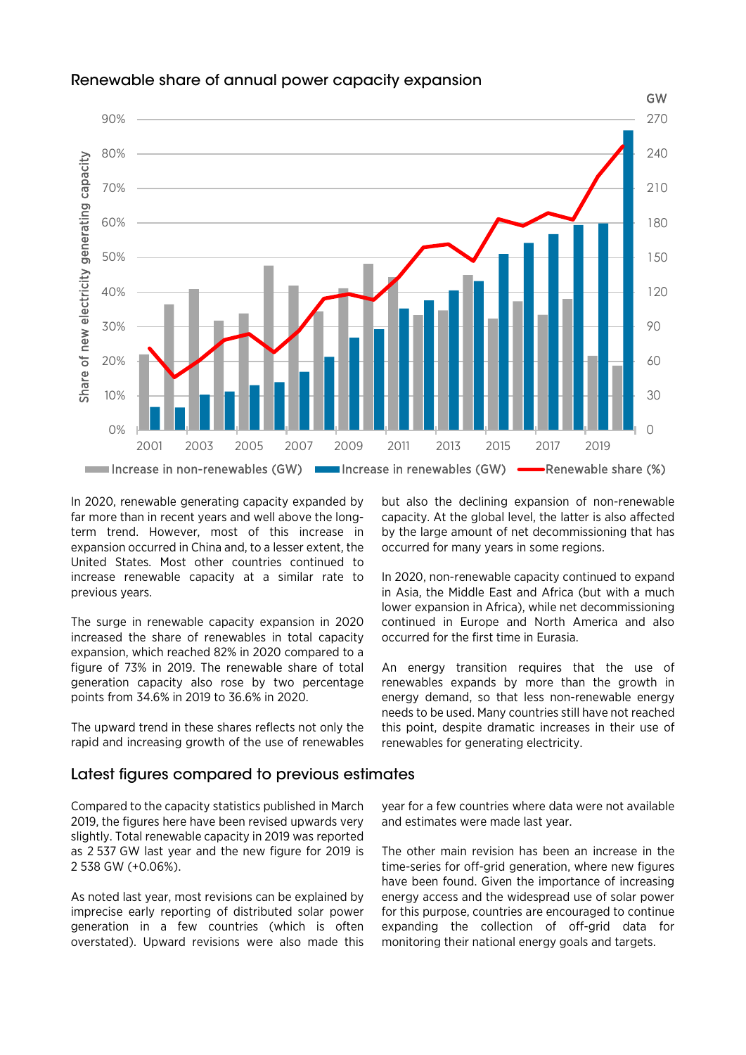## Renewable share of annual power capacity expansion

GW

90%
80%
70%
60%
50%
40%
30%
20%
10%
0%

270
240
210
180
150
120
90
60
30
0

Share of new electricity generating capacity

2001
2003
2005
2007
2009
2011
2013
2015
2017
2019

Increase in non-renewables (GW)
Increase in renewables (GW)
Renewable share (%)

In 2020, renewable generating capacity expanded by far more than in recent years and well above the long-term trend. However, most of this increase in expansion occurred in China and, to a lesser extent, the United States. Most other countries continued to increase renewable capacity at a similar rate to previous years.

The surge in renewable capacity expansion in 2020 increased the share of renewables in total capacity expansion, which reached 82% in 2020 compared to a figure of 73% in 2019. The renewable share of total generation capacity also rose by two percentage points from 34.6% in 2019 to 36.6% in 2020.

The upward trend in these shares reflects not only the rapid and increasing growth of the use of renewables but also the declining expansion of non-renewable capacity. At the global level, the latter is also affected by the large amount of net decommissioning that has occurred for many years in some regions.

In 2020, non-renewable capacity continued to expand in Asia, the Middle East and Africa (but with a much lower expansion in Africa), while net decommissioning continued in Europe and North America and also occurred for the first time in Eurasia.

An energy transition requires that the use of renewables expands by more than the growth in energy demand, so that less non-renewable energy needs to be used. Many countries still have not reached this point, despite dramatic increases in their use of renewables for generating electricity.

## Latest figures compared to previous estimates

Compared to the capacity statistics published in March 2019, the figures here have been revised upwards very slightly. Total renewable capacity in 2019 was reported as 2 537 GW last year and the new figure for 2019 is 2 538 GW (+0.06%).

As noted last year, most revisions can be explained by imprecise early reporting of distributed solar power generation in a few countries (which is often overstated). Upward revisions were also made this year for a few countries where data were not available and estimates were made last year.

The other main revision has been an increase in the time-series for off-grid generation, where new figures have been found. Given the importance of increasing energy access and the widespread use of solar power for this purpose, countries are encouraged to continue expanding the collection of off-grid data for monitoring their national energy goals and targets.